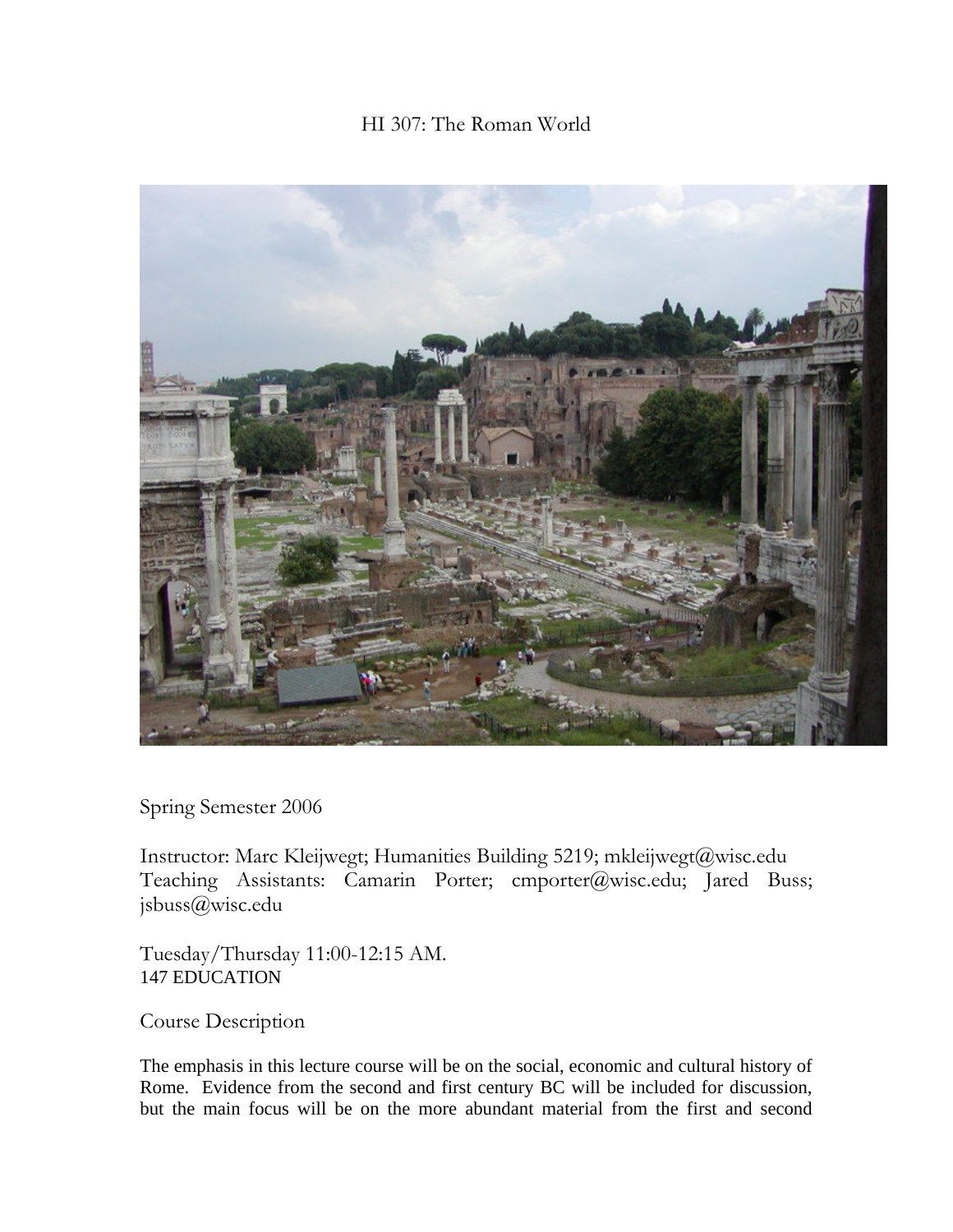# HI 307: The Roman World

Spring Semester 2006

Instructor: Marc Kleijwegt; Humanities Building 5219; mkleijwegt@wisc.edu
Teaching Assistants: Camarin Porter; cmporter@wisc.edu; Jared Buss; jsbuss@wisc.edu

Tuesday/Thursday 11:00-12:15 AM.
147 EDUCATION

## Course Description

The emphasis in this lecture course will be on the social, economic and cultural history of Rome. Evidence from the second and first century BC will be included for discussion, but the main focus will be on the more abundant material from the first and second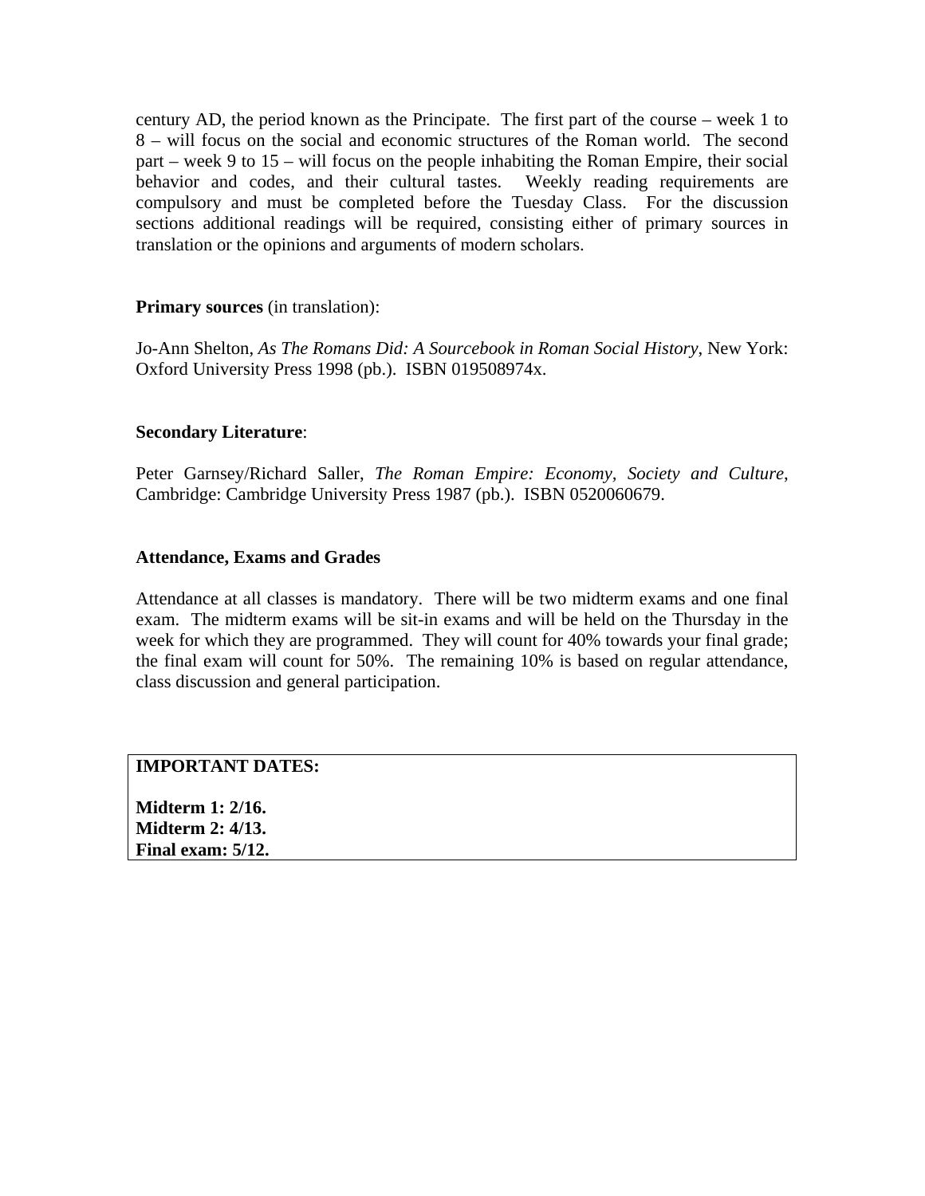century AD, the period known as the Principate. The first part of the course – week 1 to 8 – will focus on the social and economic structures of the Roman world. The second part – week 9 to 15 – will focus on the people inhabiting the Roman Empire, their social behavior and codes, and their cultural tastes. Weekly reading requirements are compulsory and must be completed before the Tuesday Class. For the discussion sections additional readings will be required, consisting either of primary sources in translation or the opinions and arguments of modern scholars.

**Primary sources** (in translation):

Jo-Ann Shelton, *As The Romans Did: A Sourcebook in Roman Social History*, New York: Oxford University Press 1998 (pb.). ISBN 019508974x.

**Secondary Literature**:

Peter Garnsey/Richard Saller, *The Roman Empire: Economy, Society and Culture*, Cambridge: Cambridge University Press 1987 (pb.). ISBN 0520060679.

**Attendance, Exams and Grades**

Attendance at all classes is mandatory. There will be two midterm exams and one final exam. The midterm exams will be sit-in exams and will be held on the Thursday in the week for which they are programmed. They will count for 40% towards your final grade; the final exam will count for 50%. The remaining 10% is based on regular attendance, class discussion and general participation.

**IMPORTANT DATES:**

**Midterm 1: 2/16.**
**Midterm 2: 4/13.**
**Final exam: 5/12.**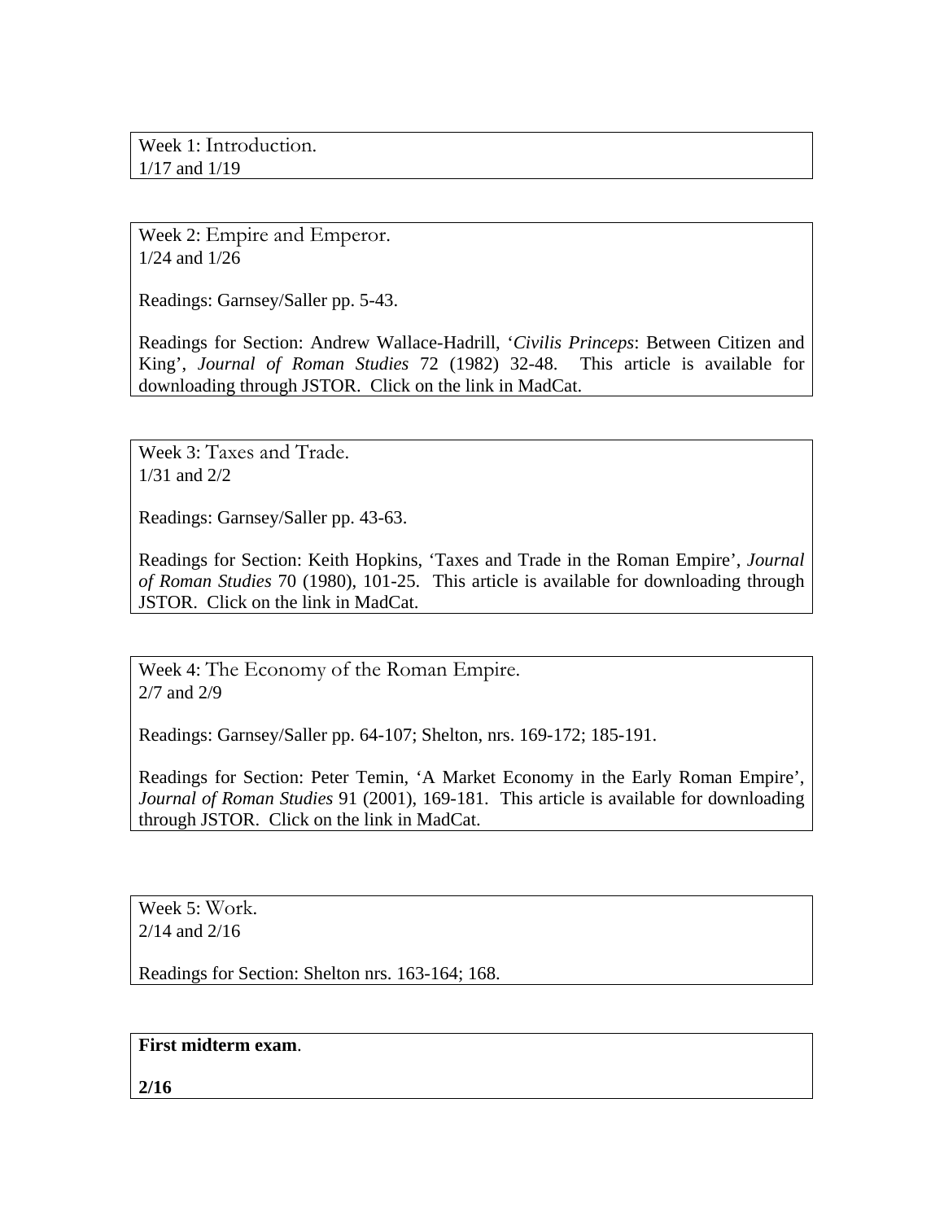Week 1: Introduction.
1/17 and 1/19

Week 2: Empire and Emperor.
1/24 and 1/26

Readings: Garnsey/Saller pp. 5-43.

Readings for Section: Andrew Wallace-Hadrill, '*Civilis Princeps*: Between Citizen and King', *Journal of Roman Studies* 72 (1982) 32-48. This article is available for downloading through JSTOR. Click on the link in MadCat.

Week 3: Taxes and Trade.
1/31 and 2/2

Readings: Garnsey/Saller pp. 43-63.

Readings for Section: Keith Hopkins, 'Taxes and Trade in the Roman Empire', *Journal of Roman Studies* 70 (1980), 101-25. This article is available for downloading through JSTOR. Click on the link in MadCat.

Week 4: The Economy of the Roman Empire.
2/7 and 2/9

Readings: Garnsey/Saller pp. 64-107; Shelton, nrs. 169-172; 185-191.

Readings for Section: Peter Temin, 'A Market Economy in the Early Roman Empire', *Journal of Roman Studies* 91 (2001), 169-181. This article is available for downloading through JSTOR. Click on the link in MadCat.

Week 5: Work.
2/14 and 2/16

Readings for Section: Shelton nrs. 163-164; 168.

**First midterm exam**.

**2/16**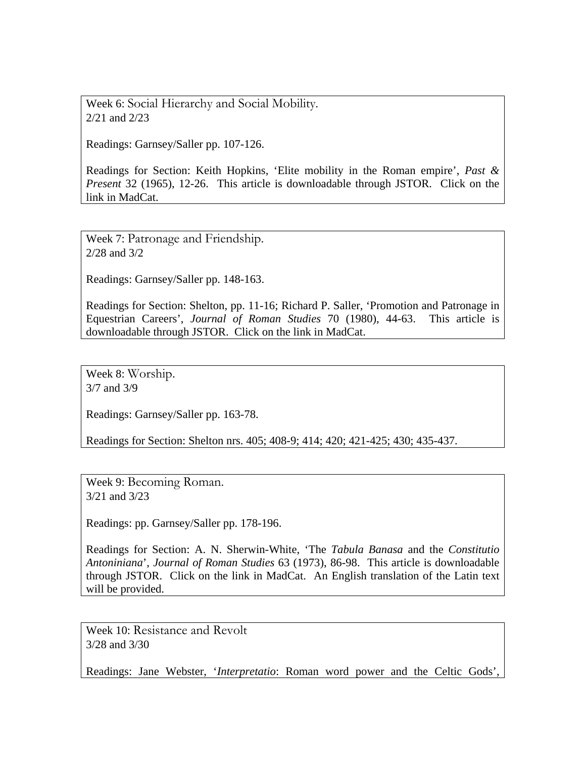### Week 6: Social Hierarchy and Social Mobility.

2/21 and 2/23

Readings: Garnsey/Saller pp. 107-126.

Readings for Section: Keith Hopkins, 'Elite mobility in the Roman empire', *Past & Present* 32 (1965), 12-26. This article is downloadable through JSTOR. Click on the link in MadCat.

### Week 7: Patronage and Friendship.

2/28 and 3/2

Readings: Garnsey/Saller pp. 148-163.

Readings for Section: Shelton, pp. 11-16; Richard P. Saller, 'Promotion and Patronage in Equestrian Careers', *Journal of Roman Studies* 70 (1980), 44-63. This article is downloadable through JSTOR. Click on the link in MadCat.

### Week 8: Worship.

3/7 and 3/9

Readings: Garnsey/Saller pp. 163-78.

Readings for Section: Shelton nrs. 405; 408-9; 414; 420; 421-425; 430; 435-437.

### Week 9: Becoming Roman.

3/21 and 3/23

Readings: pp. Garnsey/Saller pp. 178-196.

Readings for Section: A. N. Sherwin-White, 'The *Tabula Banasa* and the *Constitutio Antoniniana*', *Journal of Roman Studies* 63 (1973), 86-98. This article is downloadable through JSTOR. Click on the link in MadCat. An English translation of the Latin text will be provided.

### Week 10: Resistance and Revolt

3/28 and 3/30

Readings: Jane Webster, '*Interpretatio*: Roman word power and the Celtic Gods',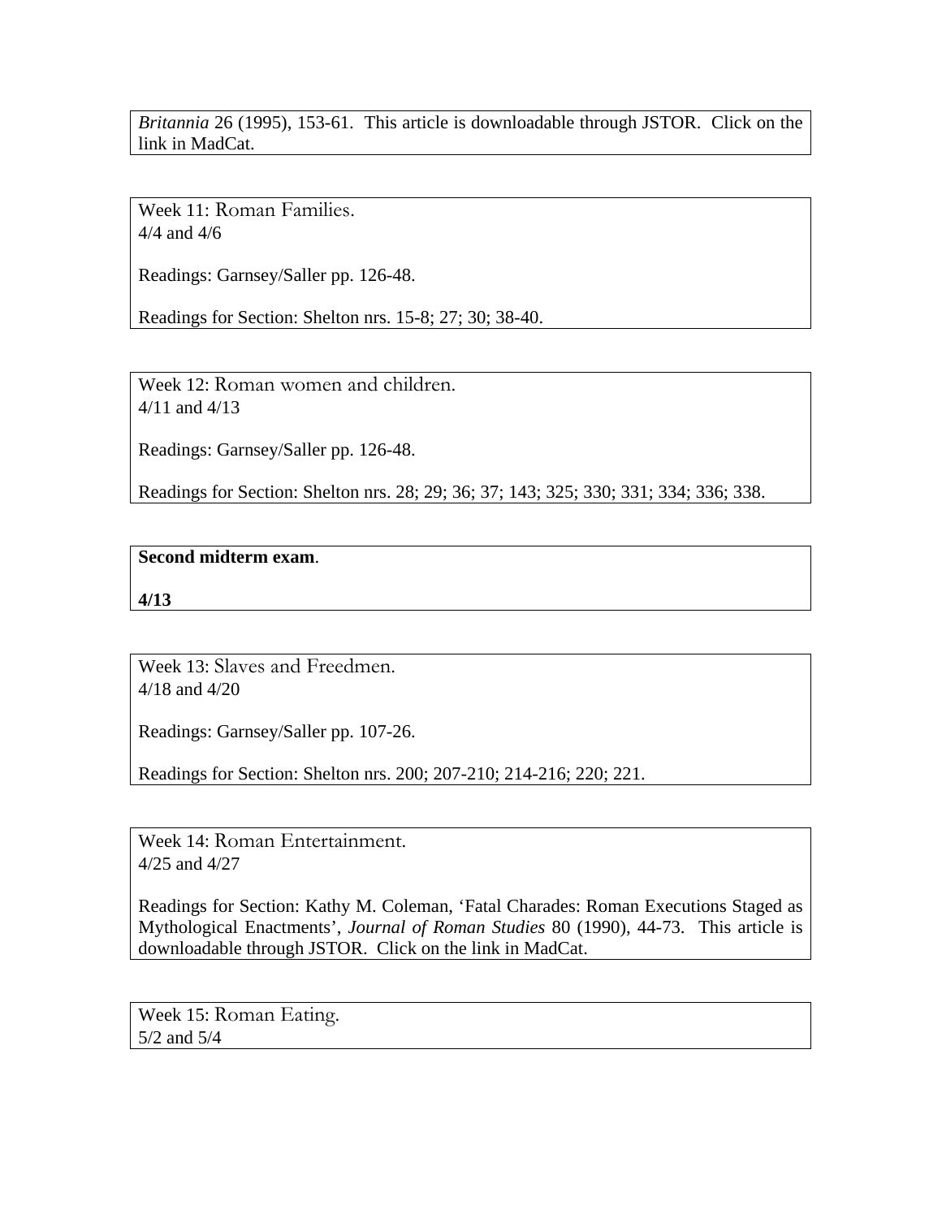*Britannia* 26 (1995), 153-61. This article is downloadable through JSTOR. Click on the link in MadCat.

Week 11: Roman Families.
4/4 and 4/6

Readings: Garnsey/Saller pp. 126-48.

Readings for Section: Shelton nrs. 15-8; 27; 30; 38-40.

Week 12: Roman women and children.
4/11 and 4/13

Readings: Garnsey/Saller pp. 126-48.

Readings for Section: Shelton nrs. 28; 29; 36; 37; 143; 325; 330; 331; 334; 336; 338.

**Second midterm exam**.

**4/13**

Week 13: Slaves and Freedmen.
4/18 and 4/20

Readings: Garnsey/Saller pp. 107-26.

Readings for Section: Shelton nrs. 200; 207-210; 214-216; 220; 221.

Week 14: Roman Entertainment.
4/25 and 4/27

Readings for Section: Kathy M. Coleman, 'Fatal Charades: Roman Executions Staged as Mythological Enactments', *Journal of Roman Studies* 80 (1990), 44-73. This article is downloadable through JSTOR. Click on the link in MadCat.

Week 15: Roman Eating.
5/2 and 5/4